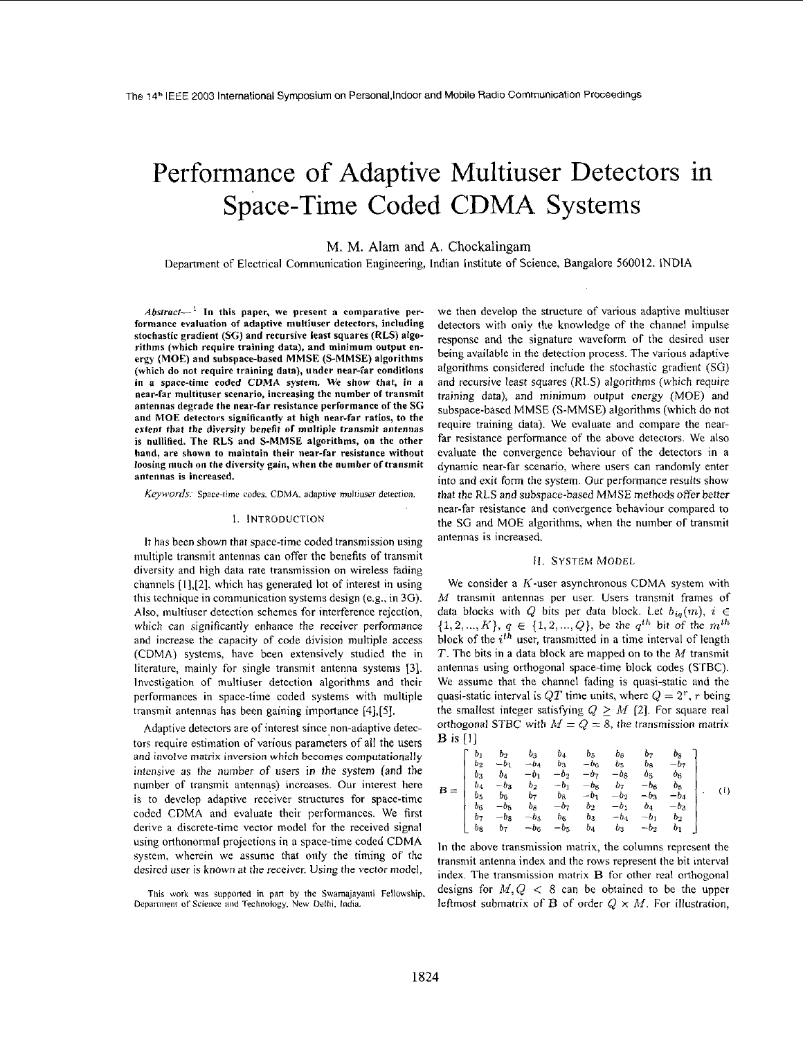# Performance of Adaptive Multiuser Detectors in Space-Time Coded CDMA Systems

M. M. Alam and A. Chockalingam

Department of Electrical Communication Engineering, Indian Institute of Science, Bangalore 560012. INDIA

***Abstract*—[1] In this paper, we present a comparative performance evaluation of adaptive multiuser detectors, including stochastic gradient (SG) and recursive least squares (RLS) algorithms (which require training data), and minimum output energy (MOE) and subspace-based MMSE (S-MMSE) algorithms (which do not require training data), under near-far conditions in a space-time coded CDMA system. We show that, in a near-far multiuser scenario, increasing the number of transmit antennas degrade the near-far resistance performance of the SG and MOE detectors significantly at high near-far ratios, to the extent that the diversity benefit of multiple transmit antennas is nullified. The RLS and S-MMSE algorithms, on the other hand, are shown to maintain their near-far resistance without loosing much on the diversity gain, when the number of transmit antennas is increased.**

*Keywords:* Space-time codes, CDMA, adaptive multiuser detection.

## I. Introduction

It has been shown that space-time coded transmission using multiple transmit antennas can offer the benefits of transmit diversity and high data rate transmission on wireless fading channels [1],[2], which has generated lot of interest in using this technique in communication systems design (e.g., in 3G). Also, multiuser detection schemes for interference rejection, which can significantly enhance the receiver performance and increase the capacity of code division multiple access (CDMA) systems, have been extensively studied the in literature, mainly for single transmit antenna systems [3]. Investigation of multiuser detection algorithms and their performances in space-time coded systems with multiple transmit antennas has been gaining importance [4],[5].

Adaptive detectors are of interest since non-adaptive detectors require estimation of various parameters of all the users and involve matrix inversion which becomes computationally intensive as the number of users in the system (and the number of transmit antennas) increases. Our interest here is to develop adaptive receiver structures for space-time coded CDMA and evaluate their performances. We first derive a discrete-time vector model for the received signal using orthonormal projections in a space-time coded CDMA system, wherein we assume that only the timing of the desired user is known at the receiver. Using the vector model, we then develop the structure of various adaptive multiuser detectors with only the knowledge of the channel impulse response and the signature waveform of the desired user being available in the detection process. The various adaptive algorithms considered include the stochastic gradient (SG) and recursive least squares (RLS) algorithms (which require training data), and minimum output energy (MOE) and subspace-based MMSE (S-MMSE) algorithms (which do not require training data). We evaluate and compare the near-far resistance performance of the above detectors. We also evaluate the convergence behaviour of the detectors in a dynamic near-far scenario, where users can randomly enter into and exit form the system. Our performance results show that the RLS and subspace-based MMSE methods offer better near-far resistance and convergence behaviour compared to the SG and MOE algorithms, when the number of transmit antennas is increased.

[1] This work was supported in part by the Swarnajayanti Fellowship, Department of Science and Technology, New Delhi, India.

## II. System Model

We consider a $K$-user asynchronous CDMA system with $M$ transmit antennas per user. Users transmit frames of data blocks with $Q$ bits per data block. Let $b_{iq}(m)$, $i \in \{1,2,...,K\}$, $q \in \{1,2,...,Q\}$, be the $q^{th}$ bit of the $m^{th}$ block of the $i^{th}$ user, transmitted in a time interval of length $T$. The bits in a data block are mapped on to the $M$ transmit antennas using orthogonal space-time block codes (STBC). We assume that the channel fading is quasi-static and the quasi-static interval is $QT$ time units, where $Q = 2^r$, $r$ being the smallest integer satisfying $Q \geq M$ [2]. For square real orthogonal STBC with $M = Q = 8$, the transmission matrix $\mathbf{B}$ is [1]

$$\mathbf{B} = \begin{bmatrix} b_1 & b_2 & b_3 & b_4 & b_5 & b_6 & b_7 & b_8 \\ b_2 & -b_1 & -b_4 & b_3 & -b_6 & b_5 & b_8 & -b_7 \\ b_3 & b_4 & -b_1 & -b_2 & -b_7 & -b_8 & b_5 & b_6 \\ b_4 & -b_3 & b_2 & -b_1 & -b_8 & b_7 & -b_6 & b_5 \\ b_5 & b_6 & b_7 & b_8 & -b_1 & -b_2 & -b_3 & -b_4 \\ b_6 & -b_5 & b_8 & -b_7 & b_2 & -b_1 & b_4 & -b_3 \\ b_7 & -b_8 & -b_5 & b_6 & b_3 & -b_4 & -b_1 & b_2 \\ b_8 & b_7 & -b_6 & -b_5 & b_4 & b_3 & -b_2 & b_1 \end{bmatrix}. \quad (1)$$

In the above transmission matrix, the columns represent the transmit antenna index and the rows represent the bit interval index. The transmission matrix $\mathbf{B}$ for other real orthogonal designs for $M, Q < 8$ can be obtained to be the upper leftmost submatrix of $\mathbf{B}$ of order $Q \times M$. For illustration,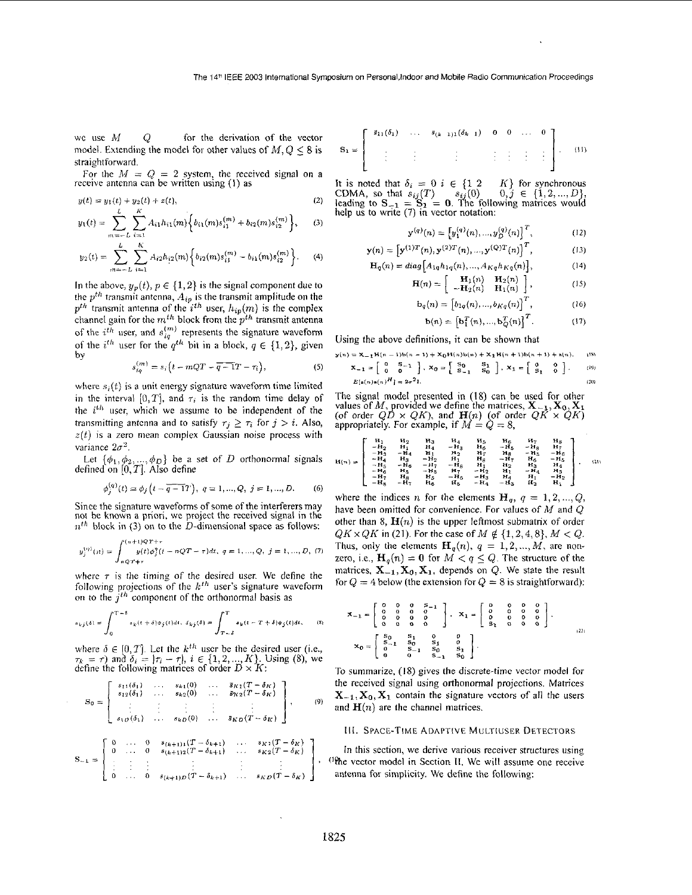we use $M = Q = 2$ for the derivation of the vector model. Extending the model for other values of $M, Q \le 8$ is straightforward.

For the $M = Q = 2$ system, the received signal on a receive antenna can be written using (1) as

$$y(t) = y_1(t) + y_2(t) + z(t), \tag{2}$$

$$y_1(t) = \sum_{m=-L}^{L}\sum_{i=1}^{K} A_{i1}h_{i1}(m)\Big\{b_{i1}(m)s_{i1}^{(m)} + b_{i2}(m)s_{i2}^{(m)}\Big\}, \tag{3}$$

$$y_2(t) = \sum_{m=-L}^{L}\sum_{i=1}^{K} A_{i2}h_{i2}(m)\Big\{b_{i2}(m)s_{i1}^{(m)} - b_{i1}(m)s_{i2}^{(m)}\Big\}. \tag{4}$$

In the above, $y_p(t)$, $p \in \{1,2\}$ is the signal component due to the $p^{th}$ transmit antenna, $A_{ip}$ is the transmit amplitude on the $p^{th}$ transmit antenna of the $i^{th}$ user, $h_{ip}(m)$ is the complex channel gain for the $m^{th}$ block from the $p^{th}$ transmit antenna of the $i^{th}$ user, and $s_{iq}^{(m)}$ represents the signature waveform of the $i^{th}$ user for the $q^{th}$ bit in a block, $q \in \{1,2\}$, given by

$$s_{iq}^{(m)} = s_i\big(t - mQT - \overline{q-1}T - \tau_i\big), \tag{5}$$

where $s_i(t)$ is a unit energy signature waveform time limited in the interval $[0,T]$, and $\tau_i$ is the random time delay of the $i^{th}$ user, which we assume to be independent of the transmitting antenna and to satisfy $\tau_j \ge \tau_i$ for $j > i$. Also, $z(t)$ is a zero mean complex Gaussian noise process with variance $2\sigma^2$.

Let $\{\phi_1, \phi_2, ..., \phi_D\}$ be a set of $D$ orthonormal signals defined on $[0,T]$. Also define

$$\phi_j^{(q)}(t) = \phi_j\big(t - \overline{q-1}T\big),\ q = 1, ..., Q,\ j = 1, ..., D. \tag{6}$$

Since the signature waveforms of some of the interferers may not be known a priori, we project the received signal in the $n^{th}$ block in (3) on to the $D$-dimensional space as follows:

$$y_j^{(q)}(n) = \int_{nQT+\tau}^{(n+1)QT+\tau} y(t)\phi_j^{(q)}(t - nQT - \tau)dt,\ q = 1, ..., Q,\ j = 1, ..., D, \tag{7}$$

where $\tau$ is the timing of the desired user. We define the following projections of the $k^{th}$ user's signature waveform on to the $j^{th}$ component of the orthonormal basis as

$$s_{kj}(\delta) = \int_0^{T-\delta} s_k(t+\delta)\phi_j(t)dt,\ \bar{s}_{kj}(\delta) = \int_{T-\delta}^{T} s_k(t - T + \delta)\phi_j(t)dt, \tag{8}$$

where $\delta \in [0,T]$. Let the $k^{th}$ user be the desired user (i.e., $\tau_k = \tau$) and $\delta_i = |\tau_i - \tau|$, $i \in \{1,2,...,K\}$. Using (8), we define the following matrices of order $D \times K$:

$$\mathbf{S}_0 = \begin{bmatrix} s_{11}(\delta_1) & \cdots & s_{k1}(0) & \cdots & \bar{s}_{K1}(T-\delta_K) \\ s_{12}(\delta_1) & \cdots & s_{k2}(0) & \cdots & \bar{s}_{K2}(T-\delta_K) \\ \vdots & \vdots & \vdots & \vdots & \vdots \\ s_{1D}(\delta_1) & \cdots & s_{kD}(0) & \cdots & \bar{s}_{KD}(T-\delta_K) \end{bmatrix}, \tag{9}$$

$$\mathbf{S}_{-1} = \begin{bmatrix} 0 & \cdots & 0 & s_{(k+1)1}(T-\delta_{k+1}) & \cdots & s_{K1}(T-\delta_K) \\ 0 & \cdots & 0 & s_{(k+1)2}(T-\delta_{k+1}) & \cdots & s_{K2}(T-\delta_K) \\ \vdots & & \vdots & \vdots & & \vdots \\ 0 & \cdots & 0 & s_{(k+1)D}(T-\delta_{k+1}) & \cdots & s_{KD}(T-\delta_K) \end{bmatrix}, \tag{10}$$

$$\mathbf{S}_1 = \begin{bmatrix} \bar{s}_{11}(\delta_1) & \cdots & \bar{s}_{(k-1)1}(\delta_{k-1}) & 0 & 0 & \cdots & 0 \\ \vdots & \vdots & \vdots & \vdots & \vdots & \vdots & \vdots \end{bmatrix}. \tag{11}$$

It is noted that $\delta_i = 0$ $i \in \{1, 2, ..., K\}$ for synchronous CDMA, so that $\bar{s}_{ij}(T) = s_{ij}(0) = 0$, $j \in \{1,2,...,D\}$, leading to $\mathbf{S}_{-1} = \mathbf{S}_1 = \mathbf{0}$. The following matrices would help us to write (7) in vector notation:

$$\mathbf{y}^{(q)}(n) = \big[y_1^{(q)}(n), ..., y_D^{(q)}(n)\big]^T, \tag{12}$$

$$\mathbf{y}(n) = \big[\mathbf{y}^{(1)T}(n), \mathbf{y}^{(2)T}(n), ..., \mathbf{y}^{(Q)T}(n)\big]^T, \tag{13}$$

$$\mathbf{H}_q(n) = diag\big[A_{1q}h_{1q}(n), ..., A_{Kq}h_{Kq}(n)\big], \tag{14}$$

$$\mathbf{H}(n) = \begin{bmatrix} \mathbf{H}_1(n) & \mathbf{H}_2(n) \\ -\mathbf{H}_2(n) & \mathbf{H}_1(n) \end{bmatrix}, \tag{15}$$

$$\mathbf{b}_q(n) = \big[b_{1q}(n), ..., b_{Kq}(n)\big]^T, \tag{16}$$

$$\mathbf{b}(n) = \big[\mathbf{b}_1^T(n), ..., \mathbf{b}_Q^T(n)\big]^T. \tag{17}$$

Using the above definitions, it can be shown that

$$\mathbf{y}(n) = \mathbf{X}_{-1}\mathbf{H}(n-1)\mathbf{b}(n-1) + \mathbf{X}_0\mathbf{H}(n)\mathbf{b}(n) + \mathbf{X}_1\mathbf{H}(n+1)\mathbf{b}(n+1) + \mathbf{z}(n), \tag{18}$$

$$\mathbf{X}_{-1} = \begin{bmatrix} 0 & \mathbf{S}_{-1} \\ 0 & 0 \end{bmatrix},\ \mathbf{X}_0 = \begin{bmatrix} \mathbf{S}_0 & \mathbf{S}_1 \\ \mathbf{S}_{-1} & \mathbf{S}_0 \end{bmatrix},\ \mathbf{X}_1 = \begin{bmatrix} 0 & 0 \\ \mathbf{S}_1 & 0 \end{bmatrix}, \tag{19}$$

$$E[\mathbf{z}(n)\mathbf{z}(n)^H] = 2\sigma^2\mathbf{I}. \tag{20}$$

The signal model presented in (18) can be used for other values of $M$, provided we define the matrices, $\mathbf{X}_{-1}, \mathbf{X}_0, \mathbf{X}_1$ (of order $QD \times QK$), and $\mathbf{H}(n)$ (of order $QK \times QK$) appropriately. For example, if $M = Q = 8$,

$$\mathbf{H}(n) = \begin{bmatrix} \mathbf{H}_1 & \mathbf{H}_2 & \mathbf{H}_3 & \mathbf{H}_4 & \mathbf{H}_5 & \mathbf{H}_6 & \mathbf{H}_7 & \mathbf{H}_8 \\ -\mathbf{H}_2 & \mathbf{H}_1 & \mathbf{H}_4 & -\mathbf{H}_3 & \mathbf{H}_6 & -\mathbf{H}_5 & -\mathbf{H}_8 & \mathbf{H}_7 \\ -\mathbf{H}_3 & -\mathbf{H}_4 & \mathbf{H}_1 & \mathbf{H}_2 & \mathbf{H}_7 & \mathbf{H}_8 & -\mathbf{H}_5 & -\mathbf{H}_6 \\ -\mathbf{H}_4 & \mathbf{H}_3 & -\mathbf{H}_2 & \mathbf{H}_1 & \mathbf{H}_8 & -\mathbf{H}_7 & \mathbf{H}_6 & -\mathbf{H}_5 \\ -\mathbf{H}_5 & -\mathbf{H}_6 & -\mathbf{H}_7 & -\mathbf{H}_8 & \mathbf{H}_1 & \mathbf{H}_2 & \mathbf{H}_3 & \mathbf{H}_4 \\ -\mathbf{H}_6 & \mathbf{H}_5 & -\mathbf{H}_8 & \mathbf{H}_7 & -\mathbf{H}_2 & \mathbf{H}_1 & -\mathbf{H}_4 & \mathbf{H}_3 \\ -\mathbf{H}_7 & \mathbf{H}_8 & \mathbf{H}_5 & -\mathbf{H}_6 & -\mathbf{H}_3 & \mathbf{H}_4 & \mathbf{H}_1 & -\mathbf{H}_2 \\ -\mathbf{H}_8 & -\mathbf{H}_7 & \mathbf{H}_6 & \mathbf{H}_5 & -\mathbf{H}_4 & -\mathbf{H}_3 & \mathbf{H}_2 & \mathbf{H}_1 \end{bmatrix}, \tag{21}$$

where the indices $n$ for the elements $\mathbf{H}_q$, $q = 1, 2, ..., Q$, have been omitted for convenience. For values of $M$ and $Q$ other than 8, $\mathbf{H}(n)$ is the upper leftmost submatrix of order $QK \times QK$ in (21). For the case of $M \notin \{1,2,4,8\}$, $M < Q$. Thus, only the elements $\mathbf{H}_q(n)$, $q = 1, 2, ..., M$, are non-zero, i.e., $\mathbf{H}_q(n) = \mathbf{0}$ for $M < q \le Q$. The structure of the matrices, $\mathbf{X}_{-1}, \mathbf{X}_0, \mathbf{X}_1$, depends on $Q$. We state the result for $Q = 4$ below (the extension for $Q = 8$ is straightforward):

$$\mathbf{X}_{-1} = \begin{bmatrix} 0 & 0 & 0 & \mathbf{S}_{-1} \\ 0 & 0 & 0 & 0 \\ 0 & 0 & 0 & 0 \\ 0 & 0 & 0 & 0 \end{bmatrix},\ \mathbf{X}_1 = \begin{bmatrix} 0 & 0 & 0 & 0 \\ 0 & 0 & 0 & 0 \\ 0 & 0 & 0 & 0 \\ \mathbf{S}_1 & 0 & 0 & 0 \end{bmatrix},$$

$$\mathbf{X}_0 = \begin{bmatrix} \mathbf{S}_0 & \mathbf{S}_1 & 0 & 0 \\ \mathbf{S}_{-1} & \mathbf{S}_0 & \mathbf{S}_1 & 0 \\ 0 & \mathbf{S}_{-1} & \mathbf{S}_0 & \mathbf{S}_1 \\ 0 & 0 & \mathbf{S}_{-1} & \mathbf{S}_0 \end{bmatrix}. \tag{22}$$

To summarize, (18) gives the discrete-time vector model for the received signal using orthonormal projections. Matrices $\mathbf{X}_{-1}, \mathbf{X}_0, \mathbf{X}_1$ contain the signature vectors of all the users and $\mathbf{H}(n)$ are the channel matrices.

## III. Space-Time Adaptive Multiuser Detectors

In this section, we derive various receiver structures using the vector model in Section II. We will assume one receive antenna for simplicity. We define the following: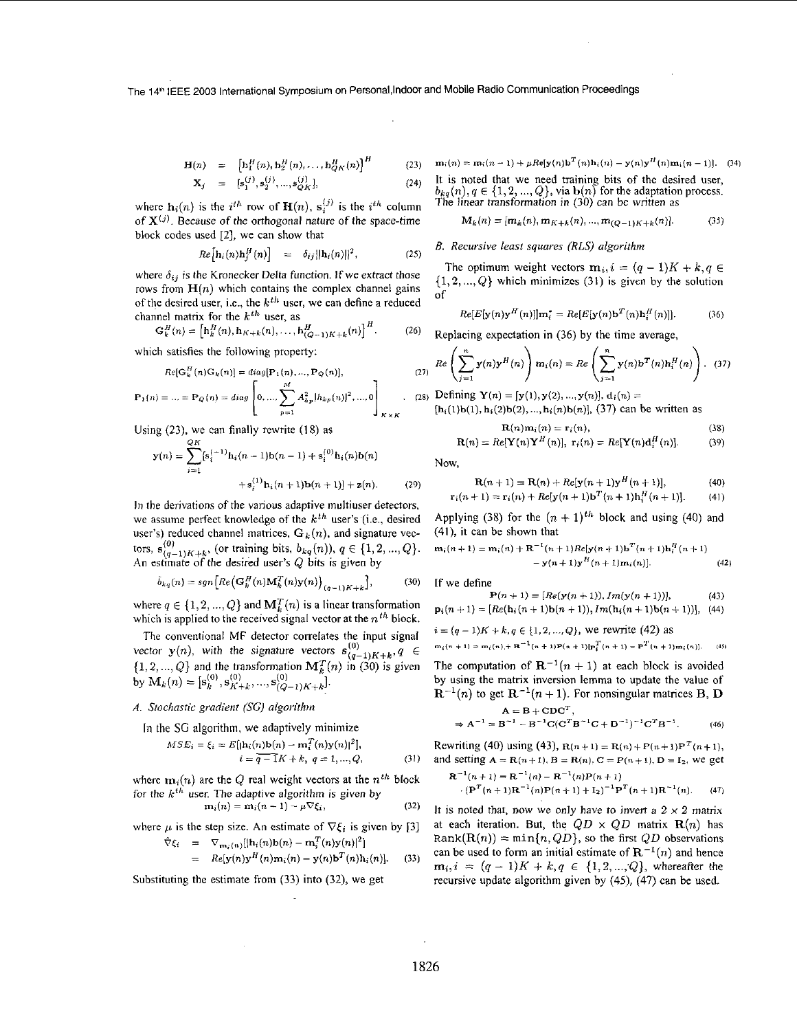$$\mathbf{H}(n) = \left[\mathbf{h}_1^H(n), \mathbf{h}_2^H(n), \ldots, \mathbf{h}_{QK}^H(n)\right]^H \quad (23)$$

$$\mathbf{X}_j = [\mathbf{s}_1^{(j)}, \mathbf{s}_2^{(j)}, \ldots, \mathbf{s}_{QK}^{(j)}], \quad (24)$$

where $\mathbf{h}_i(n)$ is the $i^{th}$ row of $\mathbf{H}(n)$, $\mathbf{s}_i^{(j)}$ is the $i^{th}$ column of $\mathbf{X}^{(j)}$. Because of the orthogonal nature of the space-time block codes used [2], we can show that

$$Re\left[\mathbf{h}_i(n)\mathbf{h}_j^H(n)\right] = \delta_{ij}\|\mathbf{h}_i(n)\|^2, \quad (25)$$

where $\delta_{ij}$ is the Kronecker Delta function. If we extract those rows from $\mathbf{H}(n)$ which contains the complex channel gains of the desired user, i.e., the $k^{th}$ user, we can define a reduced channel matrix for the $k^{th}$ user, as

$$\mathbf{G}_k^H(n) = \left[\mathbf{h}_k^H(n), \mathbf{h}_{K+k}(n), \ldots, \mathbf{h}_{(Q-1)K+k}^H(n)\right]^H. \quad (26)$$

which satisfies the following property:

$$Re[\mathbf{G}_k^H(n)\mathbf{G}_k(n)] = diag[\mathbf{P}_1(n), ..., \mathbf{P}_Q(n)], \quad (27)$$

$$\mathbf{P}_1(n) = \ldots = \mathbf{P}_Q(n) = diag\left[0, \ldots, \sum_{p=1}^{M} A_{kp}^2|h_{kp}(n)|^2, \ldots, 0\right]_{K\times K}. \quad (28)$$

Using (23), we can finally rewrite (18) as

$$\mathbf{y}(n) = \sum_{i=1}^{QK}[\mathbf{s}_i^{(-1)}\mathbf{h}_i(n-1)\mathbf{b}(n-1) + \mathbf{s}_i^{(0)}\mathbf{h}_i(n)\mathbf{b}(n) + \mathbf{s}_i^{(1)}\mathbf{h}_i(n+1)\mathbf{b}(n+1)] + \mathbf{z}(n). \quad (29)$$

In the derivations of the various adaptive multiuser detectors, we assume perfect knowledge of the $k^{th}$ user's (i.e., desired user's) reduced channel matrices, $\mathbf{G}_k(n)$, and signature vectors, $\mathbf{s}_{(q-1)K+k}^{(0)}$, (or training bits, $b_{kq}(n)$), $q \in \{1, 2, ..., Q\}$. An estimate of the desired user's $Q$ bits is given by

$$\hat{b}_{kq}(n) = sgn\left[Re\left(\mathbf{G}_k^H(n)\mathbf{M}_k^T(n)\mathbf{y}(n)\right)_{(q-1)K+k}\right], \quad (30)$$

where $q \in \{1, 2, ..., Q\}$ and $\mathbf{M}_k^T(n)$ is a linear transformation which is applied to the received signal vector at the $n^{th}$ block.

The conventional MF detector correlates the input signal vector $\mathbf{y}(n)$, with the signature vectors $\mathbf{s}_{(q-1)K+k}^{(0)}, q \in \{1, 2, ..., Q\}$ and the transformation $\mathbf{M}_k^T(n)$ in (30) is given by $\mathbf{M}_k(n) = [\mathbf{s}_k^{(0)}, \mathbf{s}_{K+k}^{(0)}, ..., \mathbf{s}_{(Q-1)K+k}^{(0)}]$.

### A. Stochastic gradient (SG) algorithm

In the SG algorithm, we adaptively minimize

$$MSE_i = \xi_i = E[|\mathbf{h}_i(n)\mathbf{b}(n) - \mathbf{m}_i^T(n)\mathbf{y}(n)|^2],$$
$$i = \overline{q-1}K + k, \; q = 1, ..., Q, \quad (31)$$

where $\mathbf{m}_i(n)$ are the $Q$ real weight vectors at the $n^{th}$ block for the $k^{th}$ user. The adaptive algorithm is given by

$$\mathbf{m}_i(n) = \mathbf{m}_i(n-1) - \mu\nabla\xi_i, \quad (32)$$

where $\mu$ is the step size. An estimate of $\nabla\xi_i$ is given by [3]

$$\hat{\nabla}\xi_i = \nabla_{\mathbf{m}_i(n)}[|\mathbf{h}_i(n)\mathbf{b}(n) - \mathbf{m}_i^T(n)\mathbf{y}(n)|^2]$$
$$= Re[\mathbf{y}(n)\mathbf{y}^H(n)\mathbf{m}_i(n) - \mathbf{y}(n)\mathbf{b}^T(n)\mathbf{h}_i(n)]. \quad (33)$$

Substituting the estimate from (33) into (32), we get

$$\mathbf{m}_i(n) = \mathbf{m}_i(n-1) + \mu Re[\mathbf{y}(n)\mathbf{b}^T(n)\mathbf{h}_i(n) - \mathbf{y}(n)\mathbf{y}^H(n)\mathbf{m}_i(n-1)]. \quad (34)$$

It is noted that we need training bits of the desired user, $b_{kq}(n), q \in \{1, 2, ..., Q\}$, via $\mathbf{b}(n)$ for the adaptation process. The linear transformation in (30) can be written as

$$\mathbf{M}_k(n) = [\mathbf{m}_k(n), \mathbf{m}_{K+k}(n), ..., \mathbf{m}_{(Q-1)K+k}(n)]. \quad (35)$$

### B. Recursive least squares (RLS) algorithm

The optimum weight vectors $\mathbf{m}_i, i = (q-1)K + k, q \in \{1, 2, ..., Q\}$ which minimizes (31) is given by the solution of

$$Re[E[\mathbf{y}(n)\mathbf{y}^H(n)]]\mathbf{m}_i^* = Re[E[\mathbf{y}(n)\mathbf{b}^T(n)\mathbf{h}_i^H(n)]]. \quad (36)$$

Replacing expectation in (36) by the time average,

$$Re\left(\sum_{j=1}^{n}\mathbf{y}(n)\mathbf{y}^H(n)\right)\mathbf{m}_i(n) = Re\left(\sum_{j=1}^{n}\mathbf{y}(n)\mathbf{b}^T(n)\mathbf{h}_i^H(n)\right). \quad (37)$$

Defining $\mathbf{Y}(n) = [\mathbf{y}(1), \mathbf{y}(2), ..., \mathbf{y}(n)]$, $\mathbf{d}_i(n) = [\mathbf{h}_i(1)\mathbf{b}(1), \mathbf{h}_i(2)\mathbf{b}(2), ..., \mathbf{h}_i(n)\mathbf{b}(n)]$, (37) can be written as

$$\mathbf{R}(n)\mathbf{m}_i(n) = \mathbf{r}_i(n), \quad (38)$$

$$\mathbf{R}(n) = Re[\mathbf{Y}(n)\mathbf{Y}^H(n)], \; \mathbf{r}_i(n) = Re[\mathbf{Y}(n)\mathbf{d}_i^H(n)]. \quad (39)$$

Now,

$$\mathbf{R}(n+1) = \mathbf{R}(n) + Re[\mathbf{y}(n+1)\mathbf{y}^H(n+1)], \quad (40)$$

$$\mathbf{r}_i(n+1) = \mathbf{r}_i(n) + Re[\mathbf{y}(n+1)\mathbf{b}^T(n+1)\mathbf{h}_i^H(n+1)]. \quad (41)$$

Applying (38) for the $(n+1)^{th}$ block and using (40) and (41), it can be shown that

$$\mathbf{m}_i(n+1) = \mathbf{m}_i(n) + \mathbf{R}^{-1}(n+1)Re[\mathbf{y}(n+1)\mathbf{b}^T(n+1)\mathbf{h}_i^H(n+1) - \mathbf{y}(n+1)\mathbf{y}^H(n+1)\mathbf{m}_i(n)]. \quad (42)$$

If we define

$$\mathbf{P}(n+1) = [Re(\mathbf{y}(n+1)), Im(\mathbf{y}(n+1))], \quad (43)$$

$$\mathbf{p}_i(n+1) = [Re(\mathbf{h}_i(n+1)\mathbf{b}(n+1)), Im(\mathbf{h}_i(n+1)\mathbf{b}(n+1))], \quad (44)$$

$i = (q-1)K + k, q \in \{1, 2, ..., Q\}$, we rewrite (42) as

$$\mathbf{m}_i(n+1) = \mathbf{m}_i(n) + \mathbf{R}^{-1}(n+1)\mathbf{P}(n+1)[\mathbf{p}_i^T(n+1) - \mathbf{P}^T(n+1)\mathbf{m}_i(n)]. \quad (45)$$

The computation of $\mathbf{R}^{-1}(n+1)$ at each block is avoided by using the matrix inversion lemma to update the value of $\mathbf{R}^{-1}(n)$ to get $\mathbf{R}^{-1}(n+1)$. For nonsingular matrices $\mathbf{B}$, $\mathbf{D}$

$$\mathbf{A} = \mathbf{B} + \mathbf{C}\mathbf{D}\mathbf{C}^T,$$
$$\Rightarrow \mathbf{A}^{-1} = \mathbf{B}^{-1} - \mathbf{B}^{-1}\mathbf{C}(\mathbf{C}^T\mathbf{B}^{-1}\mathbf{C} + \mathbf{D}^{-1})^{-1}\mathbf{C}^T\mathbf{B}^{-1}. \quad (46)$$

Rewriting (40) using (43), $\mathbf{R}(n+1) = \mathbf{R}(n) + \mathbf{P}(n+1)\mathbf{P}^T(n+1)$, and setting $\mathbf{A} = \mathbf{R}(n+1)$, $\mathbf{B} = \mathbf{R}(n)$, $\mathbf{C} = \mathbf{P}(n+1)$, $\mathbf{D} = \mathbf{I}_2$, we get

$$\mathbf{R}^{-1}(n+1) = \mathbf{R}^{-1}(n) - \mathbf{R}^{-1}(n)\mathbf{P}(n+1) \cdot (\mathbf{P}^T(n+1)\mathbf{R}^{-1}(n)\mathbf{P}(n+1) + \mathbf{I}_2)^{-1}\mathbf{P}^T(n+1)\mathbf{R}^{-1}(n). \quad (47)$$

It is noted that, now we only have to invert a $2 \times 2$ matrix at each iteration. But, the $QD \times QD$ matrix $\mathbf{R}(n)$ has $\text{Rank}(\mathbf{R}(n)) = \min\{n, QD\}$, so the first $QD$ observations can be used to form an initial estimate of $\mathbf{R}^{-1}(n)$ and hence $\mathbf{m}_i, i = (q-1)K + k, q \in \{1, 2, ..., Q\}$, whereafter the recursive update algorithm given by (45), (47) can be used.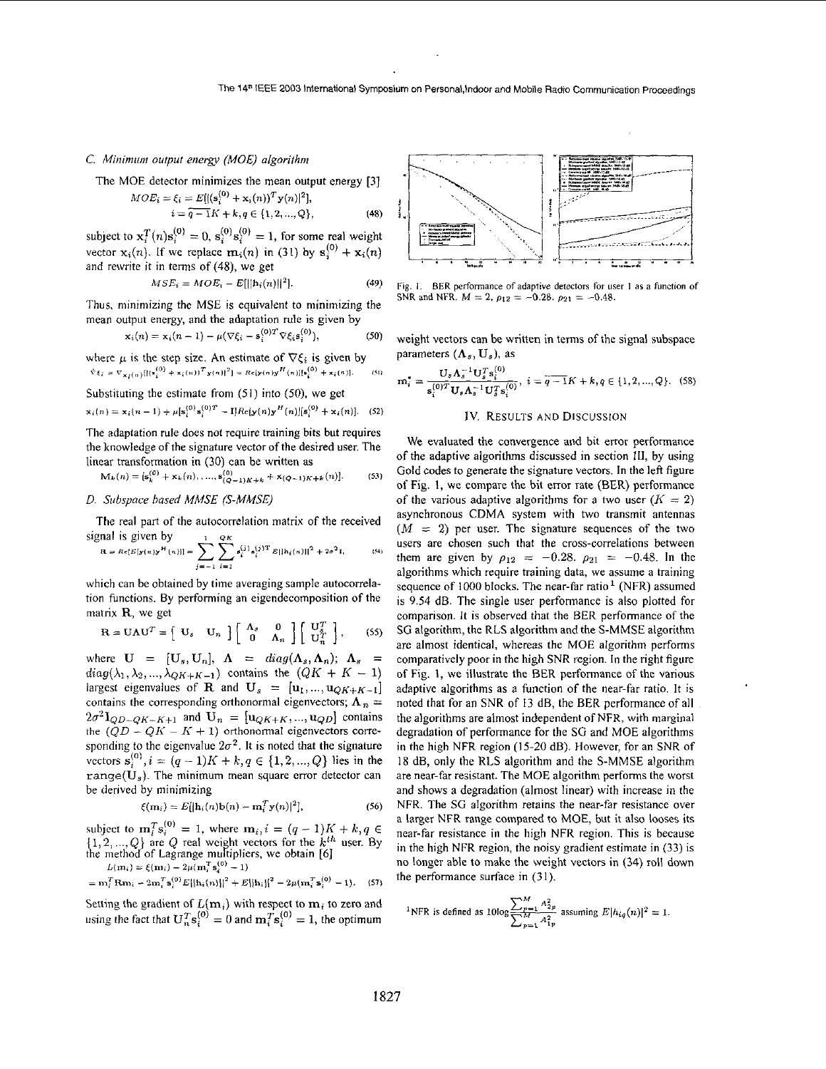### C. Minimum output energy (MOE) algorithm

The MOE detector minimizes the mean output energy [3]

$$MOE_i = \xi_i = E[|(\mathbf{s}_i^{(0)} + \mathbf{x}_i(n))^T \mathbf{y}(n)|^2],$$
$$i = \overline{q-1}K + k, q \in \{1, 2, ..., Q\}, \tag{48}$$

subject to $\mathbf{x}_i^T(n)\mathbf{s}_i^{(0)} = 0$, $\mathbf{s}_i^{(0)}\mathbf{s}_i^{(0)} = 1$, for some real weight vector $\mathbf{x}_i(n)$. If we replace $\mathbf{m}_i(n)$ in (31) by $\mathbf{s}_i^{(0)} + \mathbf{x}_i(n)$ and rewrite it in terms of (48), we get

$$MSE_i = MOE_i - E[||\mathbf{h}_i(n)||^2]. \tag{49}$$

Thus, minimizing the MSE is equivalent to minimizing the mean output energy, and the adaptation rule is given by

$$\mathbf{x}_i(n) = \mathbf{x}_i(n-1) - \mu(\nabla\xi_i - \mathbf{s}_i^{(0)T}\nabla\xi_i\mathbf{s}_i^{(0)}), \tag{50}$$

where $\mu$ is the step size. An estimate of $\nabla\xi_i$ is given by

$$\hat{\nabla}\xi_i = \nabla_{\mathbf{x}_i(n)}[|(\mathbf{s}_i^{(0)} + \mathbf{x}_i(n))^T\mathbf{y}(n)|^2] = Re[\mathbf{y}(n)\mathbf{y}^H(n)][\mathbf{s}_i^{(0)} + \mathbf{x}_i(n)]. \tag{51}$$

Substituting the estimate from (51) into (50), we get

$$\mathbf{x}_i(n) = \mathbf{x}_i(n-1) + \mu[\mathbf{s}_i^{(0)}\mathbf{s}_i^{(0)T} - \mathbf{I}]Re[\mathbf{y}(n)\mathbf{y}^H(n)][\mathbf{s}_i^{(0)} + \mathbf{x}_i(n)]. \tag{52}$$

The adaptation rule does not require training bits but requires the knowledge of the signature vector of the desired user. The linear transformation in (30) can be written as

$$\mathbf{M}_k(n) = [\mathbf{s}_k^{(0)} + \mathbf{x}_k(n), ..., \mathbf{s}_{(Q-1)K+k}^{(0)} + \mathbf{x}_{(Q-1)K+k}(n)]. \tag{53}$$

### D. Subspace based MMSE (S-MMSE)

The real part of the autocorrelation matrix of the received signal is given by

$$\mathbf{R} = Re[E[\mathbf{y}(n)\mathbf{y}^H(n)]] = \sum_{j=-1}^{1}\sum_{i=1}^{QK}\mathbf{s}_i^{(j)}\mathbf{s}_i^{(j)T}E[||\mathbf{h}_i(n)||^2 + 2\sigma^2\mathbf{I}, \tag{54}$$

which can be obtained by time averaging sample autocorrelation functions. By performing an eigendecomposition of the matrix $\mathbf{R}$, we get

$$\mathbf{R} = \mathbf{U}\mathbf{\Lambda}\mathbf{U}^T = \begin{bmatrix} \mathbf{U}_s & \mathbf{U}_n \end{bmatrix} \begin{bmatrix} \mathbf{\Lambda}_s & 0 \\ 0 & \mathbf{\Lambda}_n \end{bmatrix} \begin{bmatrix} \mathbf{U}_s^T \\ \mathbf{U}_n^T \end{bmatrix}, \tag{55}$$

where $\mathbf{U} = [\mathbf{U}_s, \mathbf{U}_n]$, $\mathbf{\Lambda} = diag(\mathbf{\Lambda}_s, \mathbf{\Lambda}_n)$; $\mathbf{\Lambda}_s = diag(\lambda_1, \lambda_2, ..., \lambda_{QK+K-1})$ contains the $(QK + K - 1)$ largest eigenvalues of $\mathbf{R}$ and $\mathbf{U}_s = [\mathbf{u}_1, ..., \mathbf{u}_{QK+K-1}]$ contains the corresponding orthonormal eigenvectors; $\mathbf{\Lambda}_n = 2\sigma^2\mathbf{I}_{QD-QK-K+1}$ and $\mathbf{U}_n = [\mathbf{u}_{QK+K}, ..., \mathbf{u}_{QD}]$ contains the $(QD - QK - K + 1)$ orthonormal eigenvectors corresponding to the eigenvalue $2\sigma^2$. It is noted that the signature vectors $\mathbf{s}_i^{(0)}, i = (q-1)K + k, q \in \{1, 2, ..., Q\}$ lies in the range($\mathbf{U}_s$). The minimum mean square error detector can be derived by minimizing

$$\xi(\mathbf{m}_i) = E[|\mathbf{h}_i(n)\mathbf{b}(n) - \mathbf{m}_i^T\mathbf{y}(n)|^2], \tag{56}$$

subject to $\mathbf{m}_i^T\mathbf{s}_i^{(0)} = 1$, where $\mathbf{m}_i, i = (q-1)K + k, q \in \{1, 2, ..., Q\}$ are $Q$ real weight vectors for the $k^{th}$ user. By the method of Lagrange multipliers, we obtain [6]

$$L(\mathbf{m}_i) = \xi(\mathbf{m}_i) - 2\mu(\mathbf{m}_i^T\mathbf{s}_i^{(0)} - 1)$$
$$= \mathbf{m}_i^T\mathbf{R}\mathbf{m}_i - 2\mathbf{m}_i^T\mathbf{s}_i^{(0)}E[||\mathbf{h}_i(n)||^2 + E||\mathbf{h}_i||^2 - 2\mu(\mathbf{m}_i^T\mathbf{s}_i^{(0)} - 1). \tag{57}$$

Setting the gradient of $L(\mathbf{m}_i)$ with respect to $\mathbf{m}_i$ to zero and using the fact that $\mathbf{U}_n^T\mathbf{s}_i^{(0)} = 0$ and $\mathbf{m}_i^T\mathbf{s}_i^{(0)} = 1$, the optimum weight vectors can be written in terms of the signal subspace parameters $(\mathbf{\Lambda}_s, \mathbf{U}_s)$, as

$$\mathbf{m}_i^* = \frac{\mathbf{U}_s\mathbf{\Lambda}_s^{-1}\mathbf{U}_s^T\mathbf{s}_i^{(0)}}{\mathbf{s}_i^{(0)T}\mathbf{U}_s\mathbf{\Lambda}_s^{-1}\mathbf{U}_s^T\mathbf{s}_i^{(0)}}, \; i = \overline{q-1}K + k, q \in \{1, 2, ..., Q\}. \tag{58}$$

Fig. 1. BER performance of adaptive detectors for user 1 as a function of SNR and NFR. $M = 2$, $\rho_{12} = -0.28$, $\rho_{21} = -0.48$.

## IV. Results and Discussion

We evaluated the convergence and bit error performance of the adaptive algorithms discussed in section III, by using Gold codes to generate the signature vectors. In the left figure of Fig. 1, we compare the bit error rate (BER) performance of the various adaptive algorithms for a two user ($K = 2$) asynchronous CDMA system with two transmit antennas ($M = 2$) per user. The signature sequences of the two users are chosen such that the cross-correlations between them are given by $\rho_{12} = -0.28$, $\rho_{21} = -0.48$. In the algorithms which require training data, we assume a training sequence of 1000 blocks. The near-far ratio[1] (NFR) assumed is 9.54 dB. The single user performance is also plotted for comparison. It is observed that the BER performance of the SG algorithm, the RLS algorithm and the S-MMSE algorithm are almost identical, whereas the MOE algorithm performs comparatively poor in the high SNR region. In the right figure of Fig. 1, we illustrate the BER performance of the various adaptive algorithms as a function of the near-far ratio. It is noted that for an SNR of 13 dB, the BER performance of all the algorithms are almost independent of NFR, with marginal degradation of performance for the SG and MOE algorithms in the high NFR region (15-20 dB). However, for an SNR of 18 dB, only the RLS algorithm and the S-MMSE algorithm are near-far resistant. The MOE algorithm performs the worst and shows a degradation (almost linear) with increase in the NFR. The SG algorithm retains the near-far resistance over a larger NFR range compared to MOE, but it also looses its near-far resistance in the high NFR region. This is because in the high NFR region, the noisy gradient estimate in (33) is no longer able to make the weight vectors in (34) roll down the performance surface in (31).

[1] NFR is defined as $10\log\frac{\sum_{p=1}^{M}A_{2p}^2}{\sum_{p=1}^{M}A_{1p}^2}$ assuming $E|h_{iq}(n)|^2 = 1$.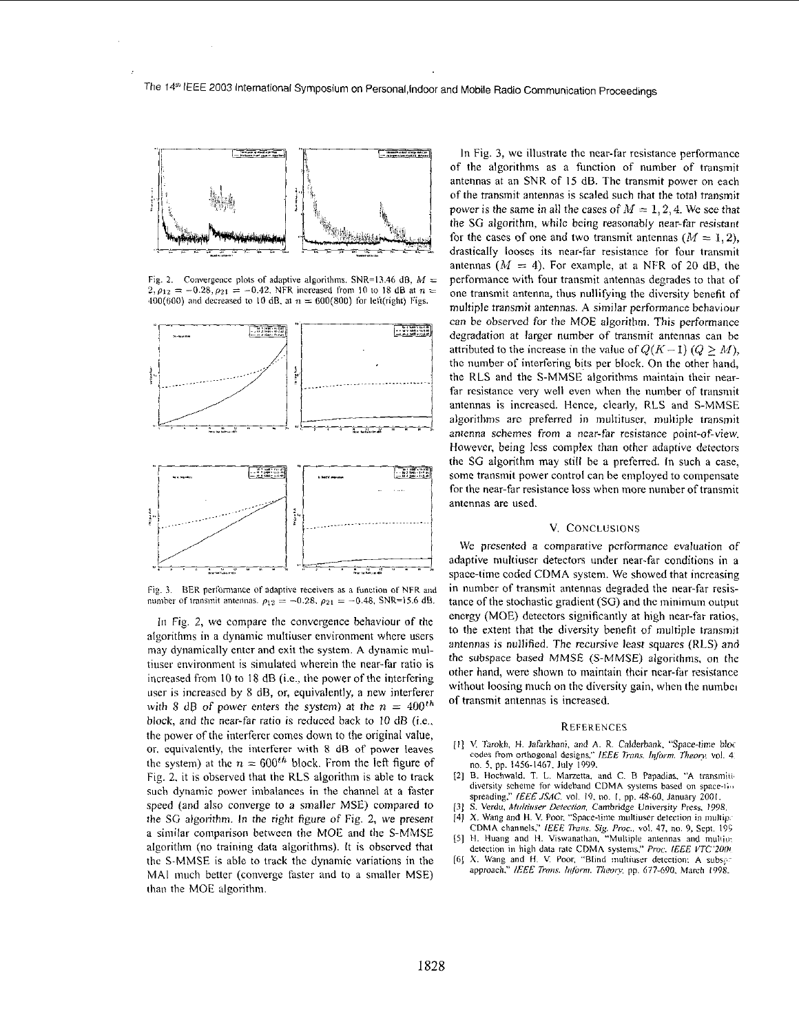Fig. 2. Convergence plots of adaptive algorithms. SNR=13.46 dB, $M = 2, \rho_{12} = -0.28, \rho_{21} = -0.42$. NFR increased from 10 to 18 dB at $n = 400(600)$ and decreased to 10 dB, at $n = 600(800)$ for left(right) Figs.

Fig. 3. BER performance of adaptive receivers as a function of NFR and number of transmit antennas. $\rho_{12} = -0.28, \rho_{21} = -0.48$, SNR=15.6 dB.

In Fig. 2, we compare the convergence behaviour of the algorithms in a dynamic multiuser environment where users may dynamically enter and exit the system. A dynamic multiuser environment is simulated wherein the near-far ratio is increased from 10 to 18 dB (i.e., the power of the interfering user is increased by 8 dB, or, equivalently, a new interferer with 8 dB of power enters the system) at the $n = 400^{th}$ block, and the near-far ratio is reduced back to 10 dB (i.e., the power of the interferer comes down to the original value, or, equivalently, the interferer with 8 dB of power leaves the system) at the $n = 600^{th}$ block. From the left figure of Fig. 2, it is observed that the RLS algorithm is able to track such dynamic power imbalances in the channel at a faster speed (and also converge to a smaller MSE) compared to the SG algorithm. In the right figure of Fig. 2, we present a similar comparison between the MOE and the S-MMSE algorithm (no training data algorithms). It is observed that the S-MMSE is able to track the dynamic variations in the MAI much better (converge faster and to a smaller MSE) than the MOE algorithm.

In Fig. 3, we illustrate the near-far resistance performance of the algorithms as a function of number of transmit antennas at an SNR of 15 dB. The transmit power on each of the transmit antennas is scaled such that the total transmit power is the same in all the cases of $M = 1, 2, 4$. We see that the SG algorithm, while being reasonably near-far resistant for the cases of one and two transmit antennas ($M = 1, 2$), drastically looses its near-far resistance for four transmit antennas ($M = 4$). For example, at a NFR of 20 dB, the performance with four transmit antennas degrades to that of one transmit antenna, thus nullifying the diversity benefit of multiple transmit antennas. A similar performance behaviour can be observed for the MOE algorithm. This performance degradation at larger number of transmit antennas can be attributed to the increase in the value of $Q(K-1)$ ($Q \geq M$), the number of interfering bits per block. On the other hand, the RLS and the S-MMSE algorithms maintain their near-far resistance very well even when the number of transmit antennas is increased. Hence, clearly, RLS and S-MMSE algorithms are preferred in multituser, multiple transmit antenna schemes from a near-far resistance point-of-view. However, being less complex than other adaptive detectors the SG algorithm may still be a preferred. In such a case, some transmit power control can be employed to compensate for the near-far resistance loss when more number of transmit antennas are used.

## V. Conclusions

We presented a comparative performance evaluation of adaptive multiuser detectors under near-far conditions in a space-time coded CDMA system. We showed that increasing in number of transmit antennas degraded the near-far resistance of the stochastic gradient (SG) and the minimum output energy (MOE) detectors significantly at high near-far ratios, to the extent that the diversity benefit of multiple transmit antennas is nullified. The recursive least squares (RLS) and the subspace based MMSE (S-MMSE) algorithms, on the other hand, were shown to maintain their near-far resistance without loosing much on the diversity gain, when the number of transmit antennas is increased.

## References

[1] V. Tarokh, H. Jafarkhani, and A. R. Calderbank, "Space-time block codes from orthogonal designs," *IEEE Trans. Inform. Theory*, vol. 4, no. 5, pp. 1456-1467, July 1999.

[2] B. Hochwald, T. L. Marzetta, and C. B Papadias, "A transmitter diversity scheme for wideband CDMA systems based on space-time spreading," *IEEE JSAC*, vol. 19, no. 1, pp. 48-60, January 2001.

[3] S. Verdu, *Multiuser Detection*, Cambridge University Press, 1998.

[4] X. Wang and H. V. Poor, "Space-time multiuser detection in multipath CDMA channels," *IEEE Trans. Sig. Proc.*, vol. 47, no. 9, Sept. 199

[5] H. Huang and H. Viswanathan, "Multiple antennas and multiuser detection in high data rate CDMA systems," *Proc. IEEE VTC'200*

[6] X. Wang and H. V. Poor, "Blind multiuser detection: A subspace approach," *IEEE Trans. Inform. Theory*, pp. 677-690, March 1998.